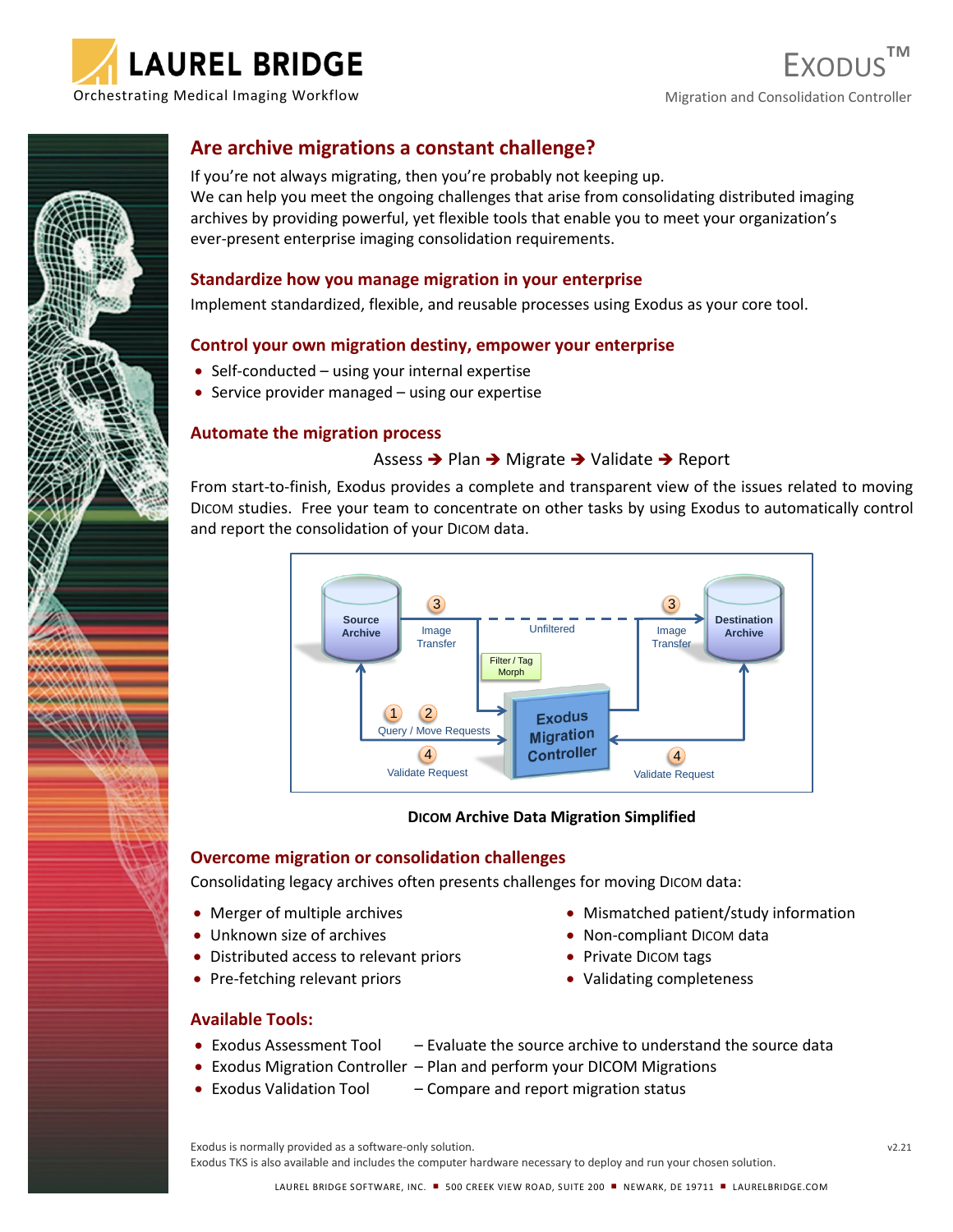# LAUREL BRIDGE

Orchestrating Medical Imaging Workflow

EXODUS™

Migration and Consolidation Controller

## Are archive migrations a constant challenge?

If you're not always migrating, then you're probably not keeping up.
We can help you meet the ongoing challenges that arise from consolidating distributed imaging archives by providing powerful, yet flexible tools that enable you to meet your organization's ever-present enterprise imaging consolidation requirements.

### Standardize how you manage migration in your enterprise

Implement standardized, flexible, and reusable processes using Exodus as your core tool.

### Control your own migration destiny, empower your enterprise

- Self-conducted – using your internal expertise
- Service provider managed – using our expertise

### Automate the migration process

Assess ➔ Plan ➔ Migrate ➔ Validate ➔ Report

From start-to-finish, Exodus provides a complete and transparent view of the issues related to moving DICOM studies. Free your team to concentrate on other tasks by using Exodus to automatically control and report the consolidation of your DICOM data.

Source Archive | Destination Archive | Exodus Migration Controller | 1 2 Query / Move Requests | 3 Image Transfer | Unfiltered | Filter / Tag Morph | 4 Validate Request

**DICOM Archive Data Migration Simplified**

### Overcome migration or consolidation challenges

Consolidating legacy archives often presents challenges for moving DICOM data:

- Merger of multiple archives
- Unknown size of archives
- Distributed access to relevant priors
- Pre-fetching relevant priors
- Mismatched patient/study information
- Non-compliant DICOM data
- Private DICOM tags
- Validating completeness

### Available Tools:

- Exodus Assessment Tool – Evaluate the source archive to understand the source data
- Exodus Migration Controller – Plan and perform your DICOM Migrations
- Exodus Validation Tool – Compare and report migration status

Exodus is normally provided as a software-only solution.
Exodus TKS is also available and includes the computer hardware necessary to deploy and run your chosen solution.

v2.21

LAUREL BRIDGE SOFTWARE, INC. ■ 500 CREEK VIEW ROAD, SUITE 200 ■ NEWARK, DE 19711 ■ LAURELBRIDGE.COM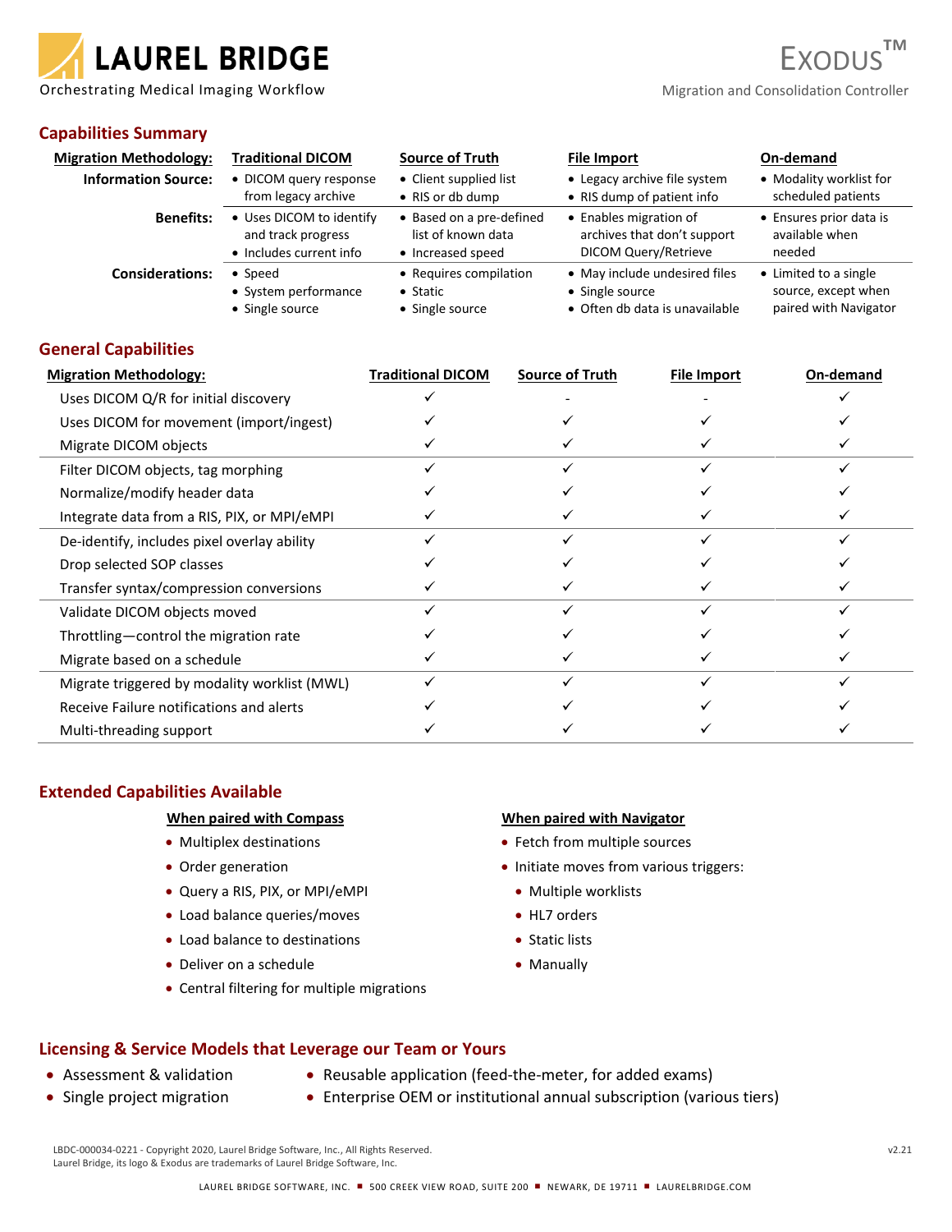LAUREL BRIDGE

Orchestrating Medical Imaging Workflow

EXODUS™

Migration and Consolidation Controller

## Capabilities Summary

| Migration Methodology: | Traditional DICOM | Source of Truth | File Import | On-demand |
|---|---|---|---|---|
| **Information Source:** | • DICOM query response from legacy archive | • Client supplied list<br>• RIS or db dump | • Legacy archive file system<br>• RIS dump of patient info | • Modality worklist for scheduled patients |
| **Benefits:** | • Uses DICOM to identify and track progress<br>• Includes current info | • Based on a pre-defined list of known data<br>• Increased speed | • Enables migration of archives that don't support DICOM Query/Retrieve | • Ensures prior data is available when needed |
| **Considerations:** | • Speed<br>• System performance<br>• Single source | • Requires compilation<br>• Static<br>• Single source | • May include undesired files<br>• Single source<br>• Often db data is unavailable | • Limited to a single source, except when paired with Navigator |

## General Capabilities

| Migration Methodology: | Traditional DICOM | Source of Truth | File Import | On-demand |
|---|---|---|---|---|
| Uses DICOM Q/R for initial discovery | ✓ | - | - | ✓ |
| Uses DICOM for movement (import/ingest) | ✓ | ✓ | ✓ | ✓ |
| Migrate DICOM objects | ✓ | ✓ | ✓ | ✓ |
| Filter DICOM objects, tag morphing | ✓ | ✓ | ✓ | ✓ |
| Normalize/modify header data | ✓ | ✓ | ✓ | ✓ |
| Integrate data from a RIS, PIX, or MPI/eMPI | ✓ | ✓ | ✓ | ✓ |
| De-identify, includes pixel overlay ability | ✓ | ✓ | ✓ | ✓ |
| Drop selected SOP classes | ✓ | ✓ | ✓ | ✓ |
| Transfer syntax/compression conversions | ✓ | ✓ | ✓ | ✓ |
| Validate DICOM objects moved | ✓ | ✓ | ✓ | ✓ |
| Throttling—control the migration rate | ✓ | ✓ | ✓ | ✓ |
| Migrate based on a schedule | ✓ | ✓ | ✓ | ✓ |
| Migrate triggered by modality worklist (MWL) | ✓ | ✓ | ✓ | ✓ |
| Receive Failure notifications and alerts | ✓ | ✓ | ✓ | ✓ |
| Multi-threading support | ✓ | ✓ | ✓ | ✓ |

## Extended Capabilities Available

**When paired with Compass**

- Multiplex destinations
- Order generation
- Query a RIS, PIX, or MPI/eMPI
- Load balance queries/moves
- Load balance to destinations
- Deliver on a schedule
- Central filtering for multiple migrations

**When paired with Navigator**

- Fetch from multiple sources
- Initiate moves from various triggers:
  - Multiple worklists
  - HL7 orders
  - Static lists
  - Manually

## Licensing & Service Models that Leverage our Team or Yours

- Assessment & validation
- Single project migration
- Reusable application (feed-the-meter, for added exams)
- Enterprise OEM or institutional annual subscription (various tiers)

LBDC-000034-0221 - Copyright 2020, Laurel Bridge Software, Inc., All Rights Reserved.
Laurel Bridge, its logo & Exodus are trademarks of Laurel Bridge Software, Inc.

v2.21

LAUREL BRIDGE SOFTWARE, INC. ■ 500 CREEK VIEW ROAD, SUITE 200 ■ NEWARK, DE 19711 ■ LAURELBRIDGE.COM